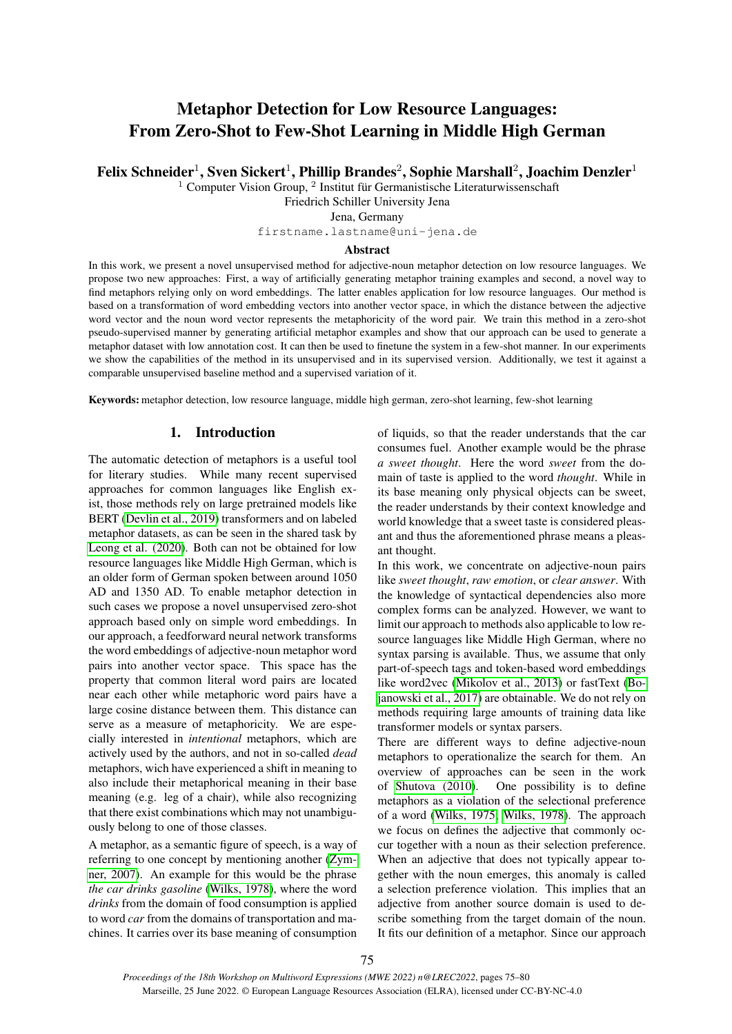# Metaphor Detection for Low Resource Languages: From Zero-Shot to Few-Shot Learning in Middle High German

**Felix Schneider**[1], **Sven Sickert**[1], **Phillip Brandes**[2], **Sophie Marshall**[2], **Joachim Denzler**[1]

[1] Computer Vision Group, [2] Institut für Germanistische Literaturwissenschaft
Friedrich Schiller University Jena
Jena, Germany
firstname.lastname@uni-jena.de

### Abstract

In this work, we present a novel unsupervised method for adjective-noun metaphor detection on low resource languages. We propose two new approaches: First, a way of artificially generating metaphor training examples and second, a novel way to find metaphors relying only on word embeddings. The latter enables application for low resource languages. Our method is based on a transformation of word embedding vectors into another vector space, in which the distance between the adjective word vector and the noun word vector represents the metaphoricity of the word pair. We train this method in a zero-shot pseudo-supervised manner by generating artificial metaphor examples and show that our approach can be used to generate a metaphor dataset with low annotation cost. It can then be used to finetune the system in a few-shot manner. In our experiments we show the capabilities of the method in its unsupervised and in its supervised version. Additionally, we test it against a comparable unsupervised baseline method and a supervised variation of it.

**Keywords:** metaphor detection, low resource language, middle high german, zero-shot learning, few-shot learning

## 1. Introduction

The automatic detection of metaphors is a useful tool for literary studies. While many recent supervised approaches for common languages like English exist, those methods rely on large pretrained models like BERT (Devlin et al., 2019) transformers and on labeled metaphor datasets, as can be seen in the shared task by Leong et al. (2020). Both can not be obtained for low resource languages like Middle High German, which is an older form of German spoken between around 1050 AD and 1350 AD. To enable metaphor detection in such cases we propose a novel unsupervised zero-shot approach based only on simple word embeddings. In our approach, a feedforward neural network transforms the word embeddings of adjective-noun metaphor word pairs into another vector space. This space has the property that common literal word pairs are located near each other while metaphoric word pairs have a large cosine distance between them. This distance can serve as a measure of metaphoricity. We are especially interested in *intentional* metaphors, which are actively used by the authors, and not in so-called *dead* metaphors, wich have experienced a shift in meaning to also include their metaphorical meaning in their base meaning (e.g. leg of a chair), while also recognizing that there exist combinations which may not unambiguously belong to one of those classes.

A metaphor, as a semantic figure of speech, is a way of referring to one concept by mentioning another (Zymner, 2007). An example for this would be the phrase *the car drinks gasoline* (Wilks, 1978), where the word *drinks* from the domain of food consumption is applied to word *car* from the domains of transportation and machines. It carries over its base meaning of consumption of liquids, so that the reader understands that the car consumes fuel. Another example would be the phrase *a sweet thought*. Here the word *sweet* from the domain of taste is applied to the word *thought*. While in its base meaning only physical objects can be sweet, the reader understands by their context knowledge and world knowledge that a sweet taste is considered pleasant and thus the aforementioned phrase means a pleasant thought.

In this work, we concentrate on adjective-noun pairs like *sweet thought*, *raw emotion*, or *clear answer*. With the knowledge of syntactical dependencies also more complex forms can be analyzed. However, we want to limit our approach to methods also applicable to low resource languages like Middle High German, where no syntax parsing is available. Thus, we assume that only part-of-speech tags and token-based word embeddings like word2vec (Mikolov et al., 2013) or fastText (Bojanowski et al., 2017) are obtainable. We do not rely on methods requiring large amounts of training data like transformer models or syntax parsers.

There are different ways to define adjective-noun metaphors to operationalize the search for them. An overview of approaches can be seen in the work of Shutova (2010). One possibility is to define metaphors as a violation of the selectional preference of a word (Wilks, 1975; Wilks, 1978). The approach we focus on defines the adjective that commonly occur together with a noun as their selection preference. When an adjective that does not typically appear together with the noun emerges, this anomaly is called a selection preference violation. This implies that an adjective from another source domain is used to describe something from the target domain of the noun. It fits our definition of a metaphor. Since our approach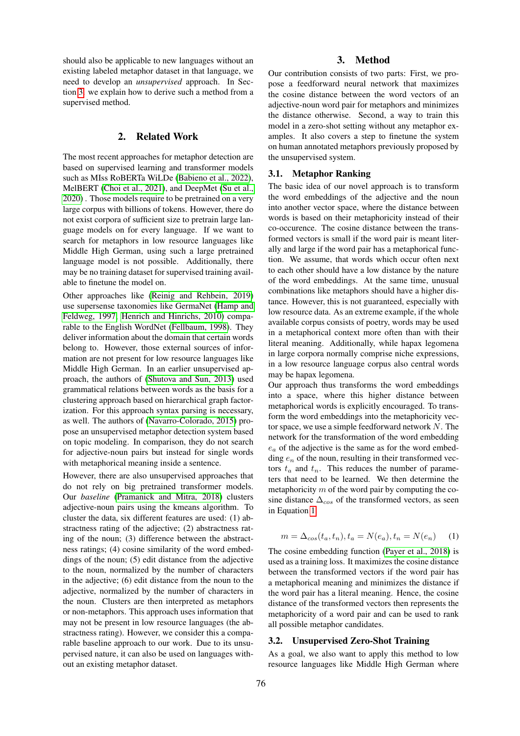should also be applicable to new languages without an existing labeled metaphor dataset in that language, we need to develop an *unsupervised* approach. In Section 3, we explain how to derive such a method from a supervised method.

## 2. Related Work

The most recent approaches for metaphor detection are based on supervised learning and transformer models such as MIss RoBERTa WiLDe (Babieno et al., 2022), MelBERT (Choi et al., 2021), and DeepMet (Su et al., 2020) . Those models require to be pretrained on a very large corpus with billions of tokens. However, there do not exist corpora of sufficient size to pretrain large language models on for every language. If we want to search for metaphors in low resource languages like Middle High German, using such a large pretrained language model is not possible. Additionally, there may be no training dataset for supervised training available to finetune the model on.

Other approaches like (Reinig and Rehbein, 2019) use supersense taxonomies like GermaNet (Hamp and Feldweg, 1997; Henrich and Hinrichs, 2010) comparable to the English WordNet (Fellbaum, 1998). They deliver information about the domain that certain words belong to. However, those external sources of information are not present for low resource languages like Middle High German. In an earlier unsupervised approach, the authors of (Shutova and Sun, 2013) used grammatical relations between words as the basis for a clustering approach based on hierarchical graph factorization. For this approach syntax parsing is necessary, as well. The authors of (Navarro-Colorado, 2015) propose an unsupervised metaphor detection system based on topic modeling. In comparison, they do not search for adjective-noun pairs but instead for single words with metaphorical meaning inside a sentence.

However, there are also unsupervised approaches that do not rely on big pretrained transformer models. Our *baseline* (Pramanick and Mitra, 2018) clusters adjective-noun pairs using the kmeans algorithm. To cluster the data, six different features are used: (1) abstractness rating of the adjective; (2) abstractness rating of the noun; (3) difference between the abstractness ratings; (4) cosine similarity of the word embeddings of the noun; (5) edit distance from the adjective to the noun, normalized by the number of characters in the adjective; (6) edit distance from the noun to the adjective, normalized by the number of characters in the noun. Clusters are then interpreted as metaphors or non-metaphors. This approach uses information that may not be present in low resource languages (the abstractness rating). However, we consider this a comparable baseline approach to our work. Due to its unsupervised nature, it can also be used on languages without an existing metaphor dataset.

## 3. Method

Our contribution consists of two parts: First, we propose a feedforward neural network that maximizes the cosine distance between the word vectors of an adjective-noun word pair for metaphors and minimizes the distance otherwise. Second, a way to train this model in a zero-shot setting without any metaphor examples. It also covers a step to finetune the system on human annotated metaphors previously proposed by the unsupervised system.

### 3.1. Metaphor Ranking

The basic idea of our novel approach is to transform the word embeddings of the adjective and the noun into another vector space, where the distance between words is based on their metaphoricity instead of their co-occurence. The cosine distance between the transformed vectors is small if the word pair is meant literally and large if the word pair has a metaphorical function. We assume, that words which occur often next to each other should have a low distance by the nature of the word embeddings. At the same time, unusual combinations like metaphors should have a higher distance. However, this is not guaranteed, especially with low resource data. As an extreme example, if the whole available corpus consists of poetry, words may be used in a metaphorical context more often than with their literal meaning. Additionally, while hapax legomena in large corpora normally comprise niche expressions, in a low resource language corpus also central words may be hapax legomena.

Our approach thus transforms the word embeddings into a space, where this higher distance between metaphorical words is explicitly encouraged. To transform the word embeddings into the metaphoricity vector space, we use a simple feedforward network $N$. The network for the transformation of the word embedding $e_a$ of the adjective is the same as for the word embedding $e_n$ of the noun, resulting in their transformed vectors $t_a$ and $t_n$. This reduces the number of parameters that need to be learned. We then determine the metaphoricity $m$ of the word pair by computing the cosine distance $\Delta_{cos}$ of the transformed vectors, as seen in Equation 1.

$$m = \Delta_{cos}(t_a, t_n), t_a = N(e_a), t_n = N(e_n) \quad (1)$$

The cosine embedding function (Payer et al., 2018) is used as a training loss. It maximizes the cosine distance between the transformed vectors if the word pair has a metaphorical meaning and minimizes the distance if the word pair has a literal meaning. Hence, the cosine distance of the transformed vectors then represents the metaphoricity of a word pair and can be used to rank all possible metaphor candidates.

### 3.2. Unsupervised Zero-Shot Training

As a goal, we also want to apply this method to low resource languages like Middle High German where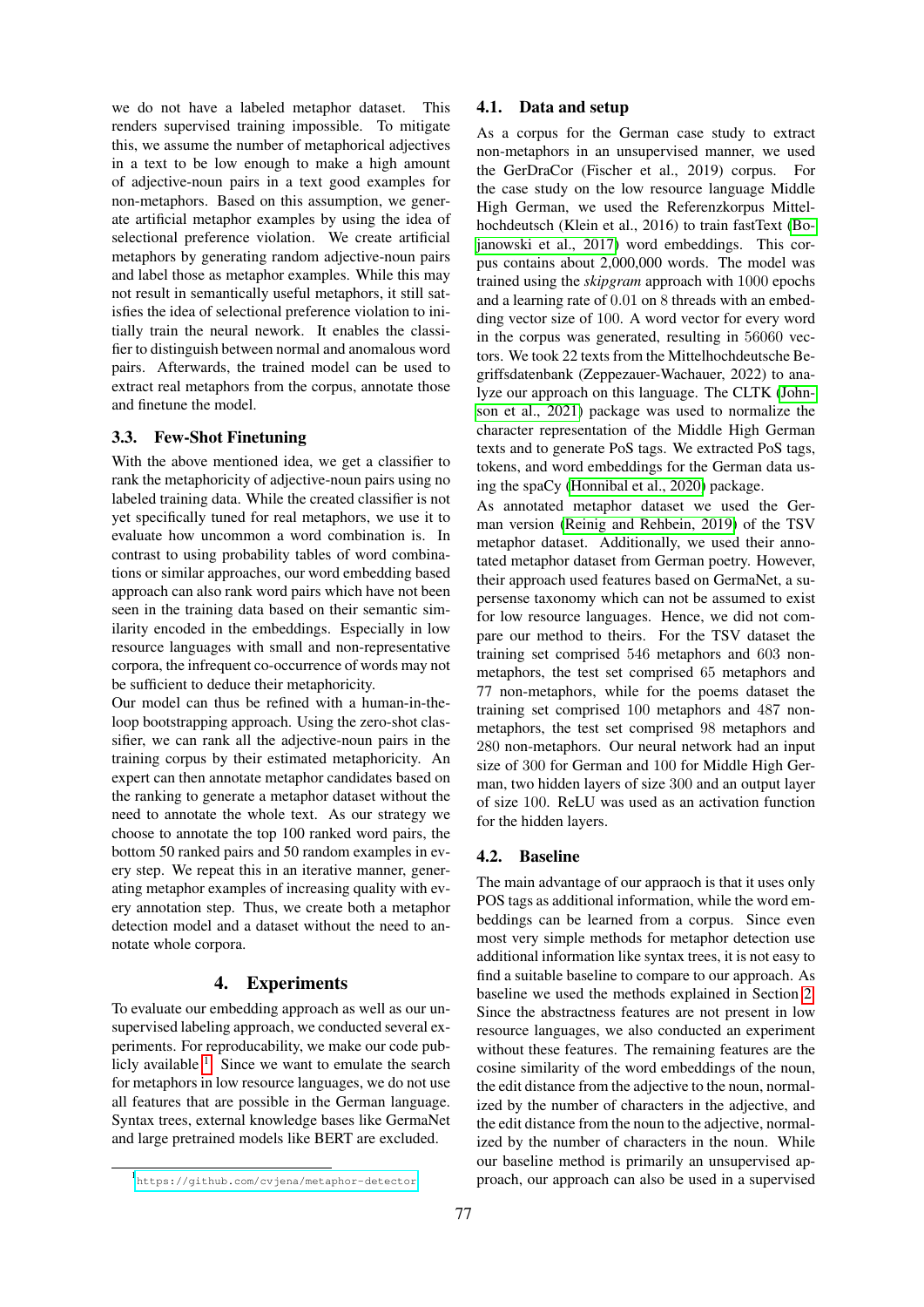we do not have a labeled metaphor dataset. This renders supervised training impossible. To mitigate this, we assume the number of metaphorical adjectives in a text to be low enough to make a high amount of adjective-noun pairs in a text good examples for non-metaphors. Based on this assumption, we generate artificial metaphor examples by using the idea of selectional preference violation. We create artificial metaphors by generating random adjective-noun pairs and label those as metaphor examples. While this may not result in semantically useful metaphors, it still satisfies the idea of selectional preference violation to initially train the neural network. It enables the classifier to distinguish between normal and anomalous word pairs. Afterwards, the trained model can be used to extract real metaphors from the corpus, annotate those and finetune the model.

### 3.3. Few-Shot Finetuning

With the above mentioned idea, we get a classifier to rank the metaphoricity of adjective-noun pairs using no labeled training data. While the created classifier is not yet specifically tuned for real metaphors, we use it to evaluate how uncommon a word combination is. In contrast to using probability tables of word combinations or similar approaches, our word embedding based approach can also rank word pairs which have not been seen in the training data based on their semantic similarity encoded in the embeddings. Especially in low resource languages with small and non-representative corpora, the infrequent co-occurrence of words may not be sufficient to deduce their metaphoricity.

Our model can thus be refined with a human-in-the-loop bootstrapping approach. Using the zero-shot classifier, we can rank all the adjective-noun pairs in the training corpus by their estimated metaphoricity. An expert can then annotate metaphor candidates based on the ranking to generate a metaphor dataset without the need to annotate the whole text. As our strategy we choose to annotate the top 100 ranked word pairs, the bottom 50 ranked pairs and 50 random examples in every step. We repeat this in an iterative manner, generating metaphor examples of increasing quality with every annotation step. Thus, we create both a metaphor detection model and a dataset without the need to annotate whole corpora.

## 4. Experiments

To evaluate our embedding approach as well as our unsupervised labeling approach, we conducted several experiments. For reproducibility, we make our code publicly available [1]. Since we want to emulate the search for metaphors in low resource languages, we do not use all features that are possible in the German language. Syntax trees, external knowledge bases like GermaNet and large pretrained models like BERT are excluded.

[1] https://github.com/cvjena/metaphor-detector

### 4.1. Data and setup

As a corpus for the German case study to extract non-metaphors in an unsupervised manner, we used the GerDraCor (Fischer et al., 2019) corpus. For the case study on the low resource language Middle High German, we used the Referenzkorpus Mittelhochdeutsch (Klein et al., 2016) to train fastText (Bojanowski et al., 2017) word embeddings. This corpus contains about 2,000,000 words. The model was trained using the *skipgram* approach with 1000 epochs and a learning rate of 0.01 on 8 threads with an embedding vector size of 100. A word vector for every word in the corpus was generated, resulting in 56060 vectors. We took 22 texts from the Mittelhochdeutsche Begriffsdatenbank (Zeppezauer-Wachauer, 2022) to analyze our approach on this language. The CLTK (Johnson et al., 2021) package was used to normalize the character representation of the Middle High German texts and to generate PoS tags. We extracted PoS tags, tokens, and word embeddings for the German data using the spaCy (Honnibal et al., 2020) package.

As annotated metaphor dataset we used the German version (Reinig and Rehbein, 2019) of the TSV metaphor dataset. Additionally, we used their annotated metaphor dataset from German poetry. However, their approach used features based on GermaNet, a supersense taxonomy which can not be assumed to exist for low resource languages. Hence, we did not compare our method to theirs. For the TSV dataset the training set comprised 546 metaphors and 603 non-metaphors, the test set comprised 65 metaphors and 77 non-metaphors, while for the poems dataset the training set comprised 100 metaphors and 487 non-metaphors, the test set comprised 98 metaphors and 280 non-metaphors. Our neural network had an input size of 300 for German and 100 for Middle High German, two hidden layers of size 300 and an output layer of size 100. ReLU was used as an activation function for the hidden layers.

### 4.2. Baseline

The main advantage of our appraoch is that it uses only POS tags as additional information, while the word embeddings can be learned from a corpus. Since even most very simple methods for metaphor detection use additional information like syntax trees, it is not easy to find a suitable baseline to compare to our approach. As baseline we used the methods explained in Section 2. Since the abstractness features are not present in low resource languages, we also conducted an experiment without these features. The remaining features are the cosine similarity of the word embeddings of the noun, the edit distance from the adjective to the noun, normalized by the number of characters in the adjective, and the edit distance from the noun to the adjective, normalized by the number of characters in the noun. While our baseline method is primarily an unsupervised approach, our approach can also be used in a supervised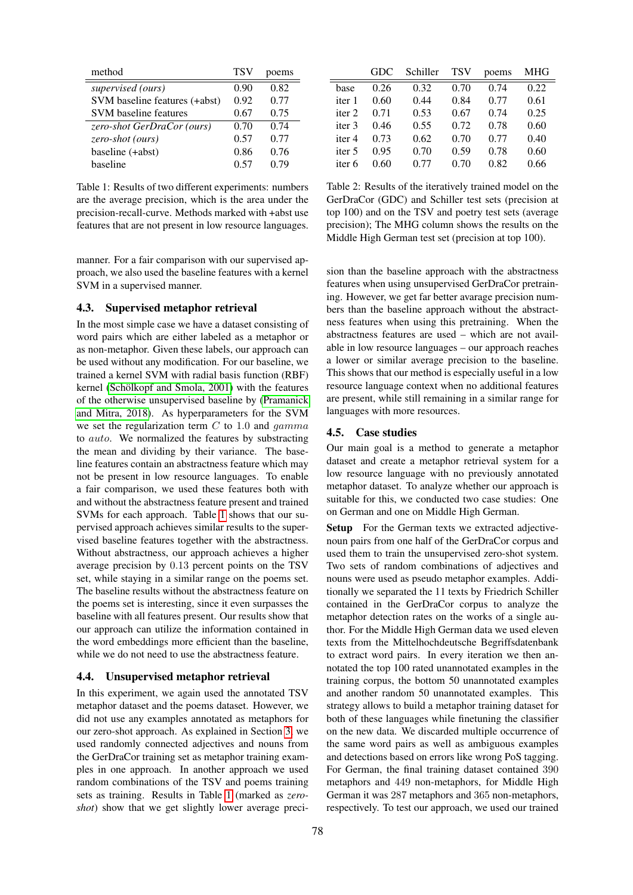| method | TSV | poems |
|---|---|---|
| *supervised (ours)* | 0.90 | 0.82 |
| SVM baseline features (+abst) | 0.92 | 0.77 |
| SVM baseline features | 0.67 | 0.75 |
| *zero-shot GerDraCor (ours)* | 0.70 | 0.74 |
| *zero-shot (ours)* | 0.57 | 0.77 |
| baseline (+abst) | 0.86 | 0.76 |
| baseline | 0.57 | 0.79 |

Table 1: Results of two different experiments: numbers are the average precision, which is the area under the precision-recall-curve. Methods marked with +abst use features that are not present in low resource languages.

| | GDC | Schiller | TSV | poems | MHG |
|---|---|---|---|---|---|
| base | 0.26 | 0.32 | 0.70 | 0.74 | 0.22 |
| iter 1 | 0.60 | 0.44 | 0.84 | 0.77 | 0.61 |
| iter 2 | 0.71 | 0.53 | 0.67 | 0.74 | 0.25 |
| iter 3 | 0.46 | 0.55 | 0.72 | 0.78 | 0.60 |
| iter 4 | 0.73 | 0.62 | 0.70 | 0.77 | 0.40 |
| iter 5 | 0.95 | 0.70 | 0.59 | 0.78 | 0.60 |
| iter 6 | 0.60 | 0.77 | 0.70 | 0.82 | 0.66 |

Table 2: Results of the iteratively trained model on the GerDraCor (GDC) and Schiller test sets (precision at top 100) and on the TSV and poetry test sets (average precision); The MHG column shows the results on the Middle High German test set (precision at top 100).

manner. For a fair comparison with our supervised approach, we also used the baseline features with a kernel SVM in a supervised manner.

### 4.3. Supervised metaphor retrieval

In the most simple case we have a dataset consisting of word pairs which are either labeled as a metaphor or as non-metaphor. Given these labels, our approach can be used without any modification. For our baseline, we trained a kernel SVM with radial basis function (RBF) kernel (Schölkopf and Smola, 2001) with the features of the otherwise unsupervised baseline by (Pramanick and Mitra, 2018). As hyperparameters for the SVM we set the regularization term $C$ to $1.0$ and $gamma$ to $auto$. We normalized the features by substracting the mean and dividing by their variance. The baseline features contain an abstractness feature which may not be present in low resource languages. To enable a fair comparison, we used these features both with and without the abstractness feature present and trained SVMs for each approach. Table 1 shows that our supervised approach achieves similar results to the supervised baseline features together with the abstractness. Without abstractness, our approach achieves a higher average precision by $0.13$ percent points on the TSV set, while staying in a similar range on the poems set. The baseline results without the abstractness feature on the poems set is interesting, since it even surpasses the baseline with all features present. Our results show that our approach can utilize the information contained in the word embeddings more efficient than the baseline, while we do not need to use the abstractness feature.

### 4.4. Unsupervised metaphor retrieval

In this experiment, we again used the annotated TSV metaphor dataset and the poems dataset. However, we did not use any examples annotated as metaphors for our zero-shot approach. As explained in Section 3, we used randomly connected adjectives and nouns from the GerDraCor training set as metaphor training examples in one approach. In another approach we used random combinations of the TSV and poems training sets as training. Results in Table 1 (marked as *zero-shot*) show that we get slightly lower average precision than the baseline approach with the abstractness features when using unsupervised GerDraCor pretraining. However, we get far better avarage precision numbers than the baseline approach without the abstractness features when using this pretraining. When the abstractness features are used – which are not available in low resource languages – our approach reaches a lower or similar average precision to the baseline. This shows that our method is especially useful in a low resource language context when no additional features are present, while still remaining in a similar range for languages with more resources.

### 4.5. Case studies

Our main goal is a method to generate a metaphor dataset and create a metaphor retrieval system for a low resource language with no previously annotated metaphor dataset. To analyze whether our approach is suitable for this, we conducted two case studies: One on German and one on Middle High German.

**Setup** For the German texts we extracted adjective-noun pairs from one half of the GerDraCor corpus and used them to train the unsupervised zero-shot system. Two sets of random combinations of adjectives and nouns were used as pseudo metaphor examples. Additionally we separated the 11 texts by Friedrich Schiller contained in the GerDraCor corpus to analyze the metaphor detection rates on the works of a single author. For the Middle High German data we used eleven texts from the Mittelhochdeutsche Begriffsdatenbank to extract word pairs. In every iteration we then annotated the top 100 rated unannotated examples in the training corpus, the bottom 50 unannotated examples and another random 50 unannotated examples. This strategy allows to build a metaphor training dataset for both of these languages while finetuning the classifier on the new data. We discarded multiple occurrence of the same word pairs as well as ambiguous examples and detections based on errors like wrong PoS tagging. For German, the final training dataset contained $390$ metaphors and $449$ non-metaphors, for Middle High German it was 287 metaphors and 365 non-metaphors, respectively. To test our approach, we used our trained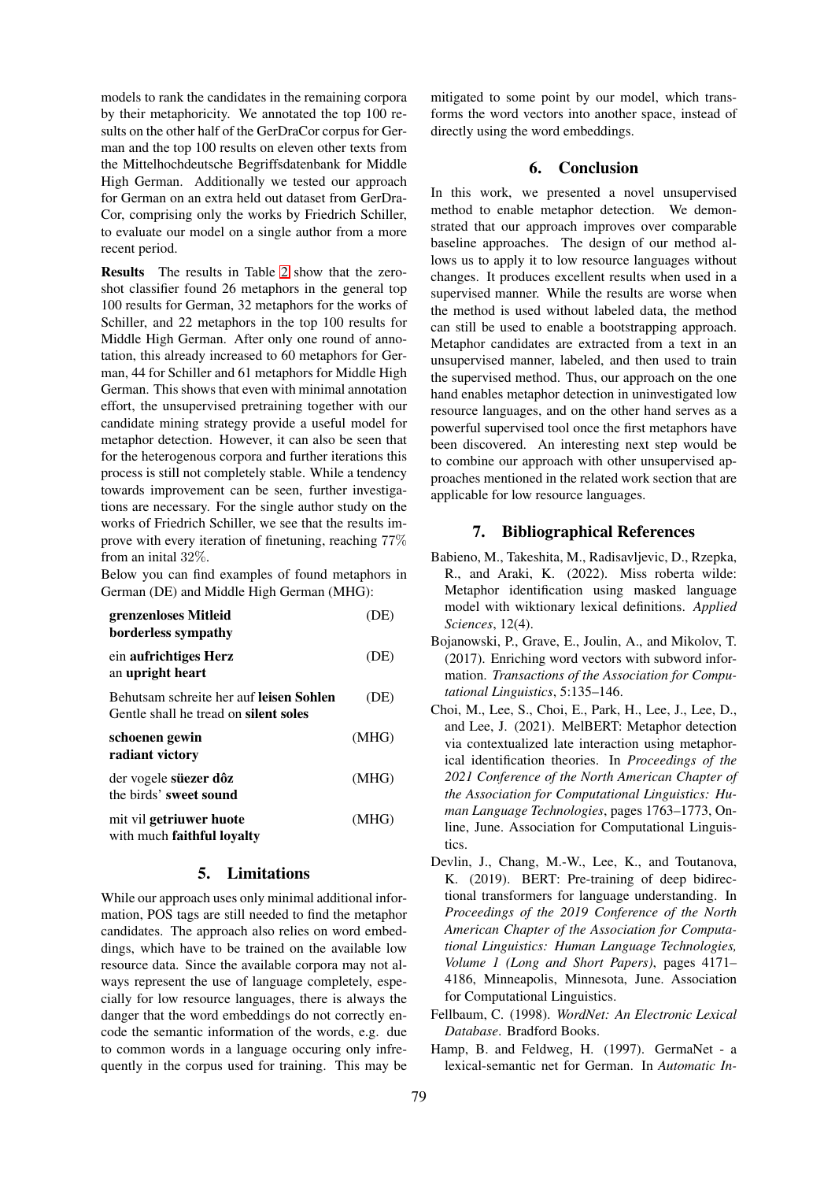models to rank the candidates in the remaining corpora by their metaphoricity. We annotated the top 100 results on the other half of the GerDraCor corpus for German and the top 100 results on eleven other texts from the Mittelhochdeutsche Begriffsdatenbank for Middle High German. Additionally we tested our approach for German on an extra held out dataset from GerDraCor, comprising only the works by Friedrich Schiller, to evaluate our model on a single author from a more recent period.

**Results** The results in Table 2 show that the zero-shot classifier found 26 metaphors in the general top 100 results for German, 32 metaphors for the works of Schiller, and 22 metaphors in the top 100 results for Middle High German. After only one round of annotation, this already increased to 60 metaphors for German, 44 for Schiller and 61 metaphors for Middle High German. This shows that even with minimal annotation effort, the unsupervised pretraining together with our candidate mining strategy provide a useful model for metaphor detection. However, it can also be seen that for the heterogenous corpora and further iterations this process is still not completely stable. While a tendency towards improvement can be seen, further investigations are necessary. For the single author study on the works of Friedrich Schiller, we see that the results improve with every iteration of finetuning, reaching 77% from an inital 32%.

Below you can find examples of found metaphors in German (DE) and Middle High German (MHG):

| | |
|---|---|
| **grenzenloses Mitleid**<br>**borderless sympathy** | (DE) |
| ein **aufrichtiges Herz**<br>an **upright heart** | (DE) |
| Behutsam schreite her auf **leisen Sohlen**<br>Gentle shall he tread on **silent soles** | (DE) |
| **schoenen gewin**<br>**radiant victory** | (MHG) |
| der vogele **süezer dôz**<br>the birds' **sweet sound** | (MHG) |
| mit vil **getriuwer huote**<br>with much **faithful loyalty** | (MHG) |

## 5. Limitations

While our approach uses only minimal additional information, POS tags are still needed to find the metaphor candidates. The approach also relies on word embeddings, which have to be trained on the available low resource data. Since the available corpora may not always represent the use of language completely, especially for low resource languages, there is always the danger that the word embeddings do not correctly encode the semantic information of the words, e.g. due to common words in a language occuring only infrequently in the corpus used for training. This may be mitigated to some point by our model, which transforms the word vectors into another space, instead of directly using the word embeddings.

## 6. Conclusion

In this work, we presented a novel unsupervised method to enable metaphor detection. We demonstrated that our approach improves over comparable baseline approaches. The design of our method allows us to apply it to low resource languages without changes. It produces excellent results when used in a supervised manner. While the results are worse when the method is used without labeled data, the method can still be used to enable a bootstrapping approach. Metaphor candidates are extracted from a text in an unsupervised manner, labeled, and then used to train the supervised method. Thus, our approach on the one hand enables metaphor detection in uninvestigated low resource languages, and on the other hand serves as a powerful supervised tool once the first metaphors have been discovered. An interesting next step would be to combine our approach with other unsupervised approaches mentioned in the related work section that are applicable for low resource languages.

## 7. Bibliographical References

Babieno, M., Takeshita, M., Radisavljevic, D., Rzepka, R., and Araki, K. (2022). Miss roberta wilde: Metaphor identification using masked language model with wiktionary lexical definitions. *Applied Sciences*, 12(4).

Bojanowski, P., Grave, E., Joulin, A., and Mikolov, T. (2017). Enriching word vectors with subword information. *Transactions of the Association for Computational Linguistics*, 5:135–146.

Choi, M., Lee, S., Choi, E., Park, H., Lee, J., Lee, D., and Lee, J. (2021). MelBERT: Metaphor detection via contextualized late interaction using metaphorical identification theories. In *Proceedings of the 2021 Conference of the North American Chapter of the Association for Computational Linguistics: Human Language Technologies*, pages 1763–1773, Online, June. Association for Computational Linguistics.

Devlin, J., Chang, M.-W., Lee, K., and Toutanova, K. (2019). BERT: Pre-training of deep bidirectional transformers for language understanding. In *Proceedings of the 2019 Conference of the North American Chapter of the Association for Computational Linguistics: Human Language Technologies, Volume 1 (Long and Short Papers)*, pages 4171–4186, Minneapolis, Minnesota, June. Association for Computational Linguistics.

Fellbaum, C. (1998). *WordNet: An Electronic Lexical Database*. Bradford Books.

Hamp, B. and Feldweg, H. (1997). GermaNet - a lexical-semantic net for German. In *Automatic In-*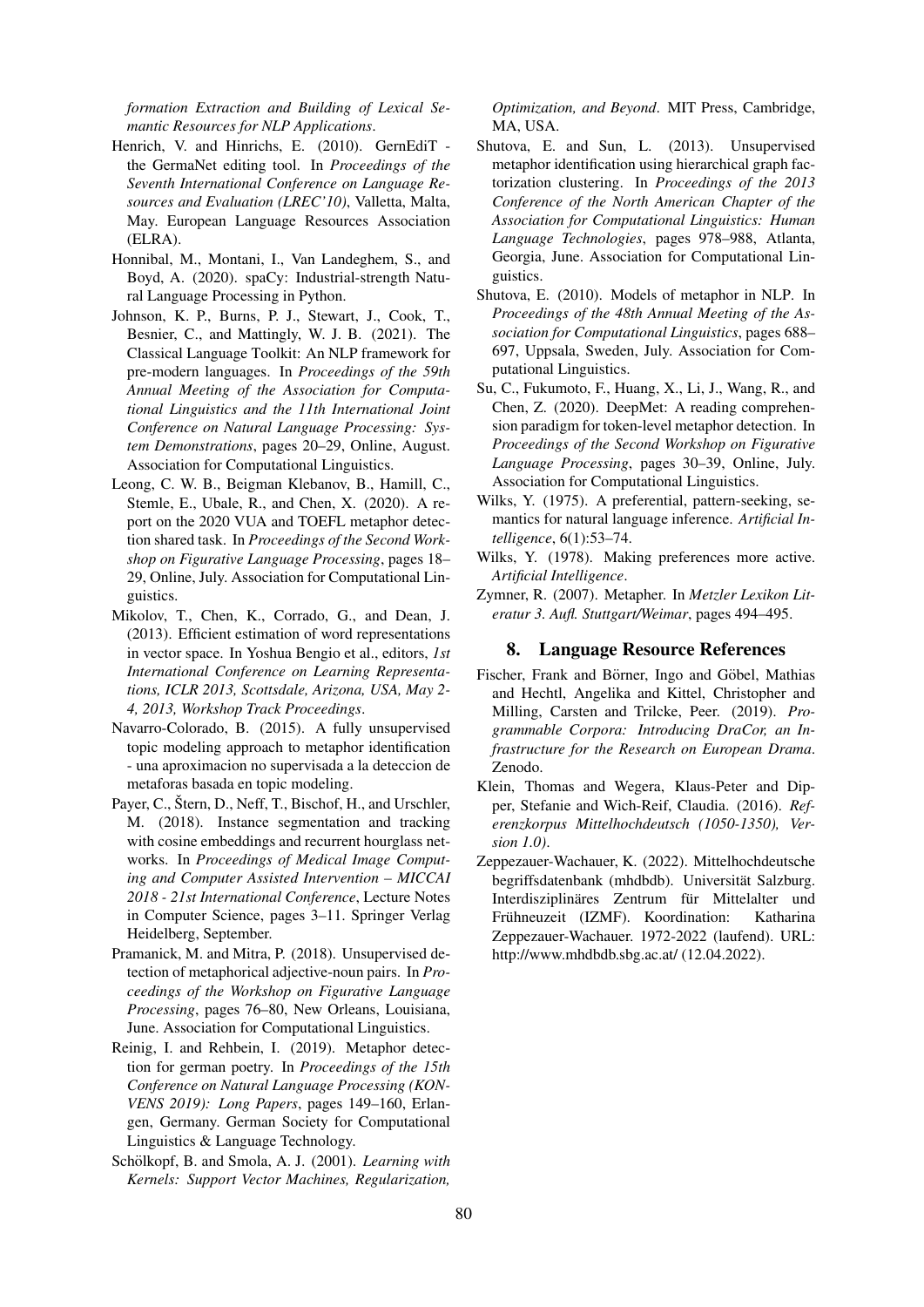*formation Extraction and Building of Lexical Semantic Resources for NLP Applications*.

Henrich, V. and Hinrichs, E. (2010). GernEdiT - the GermaNet editing tool. In *Proceedings of the Seventh International Conference on Language Resources and Evaluation (LREC'10)*, Valletta, Malta, May. European Language Resources Association (ELRA).

Honnibal, M., Montani, I., Van Landeghem, S., and Boyd, A. (2020). spaCy: Industrial-strength Natural Language Processing in Python.

Johnson, K. P., Burns, P. J., Stewart, J., Cook, T., Besnier, C., and Mattingly, W. J. B. (2021). The Classical Language Toolkit: An NLP framework for pre-modern languages. In *Proceedings of the 59th Annual Meeting of the Association for Computational Linguistics and the 11th International Joint Conference on Natural Language Processing: System Demonstrations*, pages 20–29, Online, August. Association for Computational Linguistics.

Leong, C. W. B., Beigman Klebanov, B., Hamill, C., Stemle, E., Ubale, R., and Chen, X. (2020). A report on the 2020 VUA and TOEFL metaphor detection shared task. In *Proceedings of the Second Workshop on Figurative Language Processing*, pages 18–29, Online, July. Association for Computational Linguistics.

Mikolov, T., Chen, K., Corrado, G., and Dean, J. (2013). Efficient estimation of word representations in vector space. In Yoshua Bengio et al., editors, *1st International Conference on Learning Representations, ICLR 2013, Scottsdale, Arizona, USA, May 2-4, 2013, Workshop Track Proceedings*.

Navarro-Colorado, B. (2015). A fully unsupervised topic modeling approach to metaphor identification - una aproximacion no supervisada a la deteccion de metaforas basada en topic modeling.

Payer, C., Štern, D., Neff, T., Bischof, H., and Urschler, M. (2018). Instance segmentation and tracking with cosine embeddings and recurrent hourglass networks. In *Proceedings of Medical Image Computing and Computer Assisted Intervention – MICCAI 2018 - 21st International Conference*, Lecture Notes in Computer Science, pages 3–11. Springer Verlag Heidelberg, September.

Pramanick, M. and Mitra, P. (2018). Unsupervised detection of metaphorical adjective-noun pairs. In *Proceedings of the Workshop on Figurative Language Processing*, pages 76–80, New Orleans, Louisiana, June. Association for Computational Linguistics.

Reinig, I. and Rehbein, I. (2019). Metaphor detection for german poetry. In *Proceedings of the 15th Conference on Natural Language Processing (KONVENS 2019): Long Papers*, pages 149–160, Erlangen, Germany. German Society for Computational Linguistics & Language Technology.

Schölkopf, B. and Smola, A. J. (2001). *Learning with Kernels: Support Vector Machines, Regularization, Optimization, and Beyond*. MIT Press, Cambridge, MA, USA.

Shutova, E. and Sun, L. (2013). Unsupervised metaphor identification using hierarchical graph factorization clustering. In *Proceedings of the 2013 Conference of the North American Chapter of the Association for Computational Linguistics: Human Language Technologies*, pages 978–988, Atlanta, Georgia, June. Association for Computational Linguistics.

Shutova, E. (2010). Models of metaphor in NLP. In *Proceedings of the 48th Annual Meeting of the Association for Computational Linguistics*, pages 688–697, Uppsala, Sweden, July. Association for Computational Linguistics.

Su, C., Fukumoto, F., Huang, X., Li, J., Wang, R., and Chen, Z. (2020). DeepMet: A reading comprehension paradigm for token-level metaphor detection. In *Proceedings of the Second Workshop on Figurative Language Processing*, pages 30–39, Online, July. Association for Computational Linguistics.

Wilks, Y. (1975). A preferential, pattern-seeking, semantics for natural language inference. *Artificial Intelligence*, 6(1):53–74.

Wilks, Y. (1978). Making preferences more active. *Artificial Intelligence*.

Zymner, R. (2007). Metapher. In *Metzler Lexikon Literatur 3. Aufl. Stuttgart/Weimar*, pages 494–495.

## 8. Language Resource References

Fischer, Frank and Börner, Ingo and Göbel, Mathias and Hechtl, Angelika and Kittel, Christopher and Milling, Carsten and Trilcke, Peer. (2019). *Programmable Corpora: Introducing DraCor, an Infrastructure for the Research on European Drama*. Zenodo.

Klein, Thomas and Wegera, Klaus-Peter and Dipper, Stefanie and Wich-Reif, Claudia. (2016). *Referenzkorpus Mittelhochdeutsch (1050-1350), Version 1.0)*.

Zeppezauer-Wachauer, K. (2022). Mittelhochdeutsche begriffsdatenbank (mhdbdb). Universität Salzburg. Interdisziplinäres Zentrum für Mittelalter und Frühneuzeit (IZMF). Koordination: Katharina Zeppezauer-Wachauer. 1972-2022 (laufend). URL: http://www.mhdbdb.sbg.ac.at/ (12.04.2022).